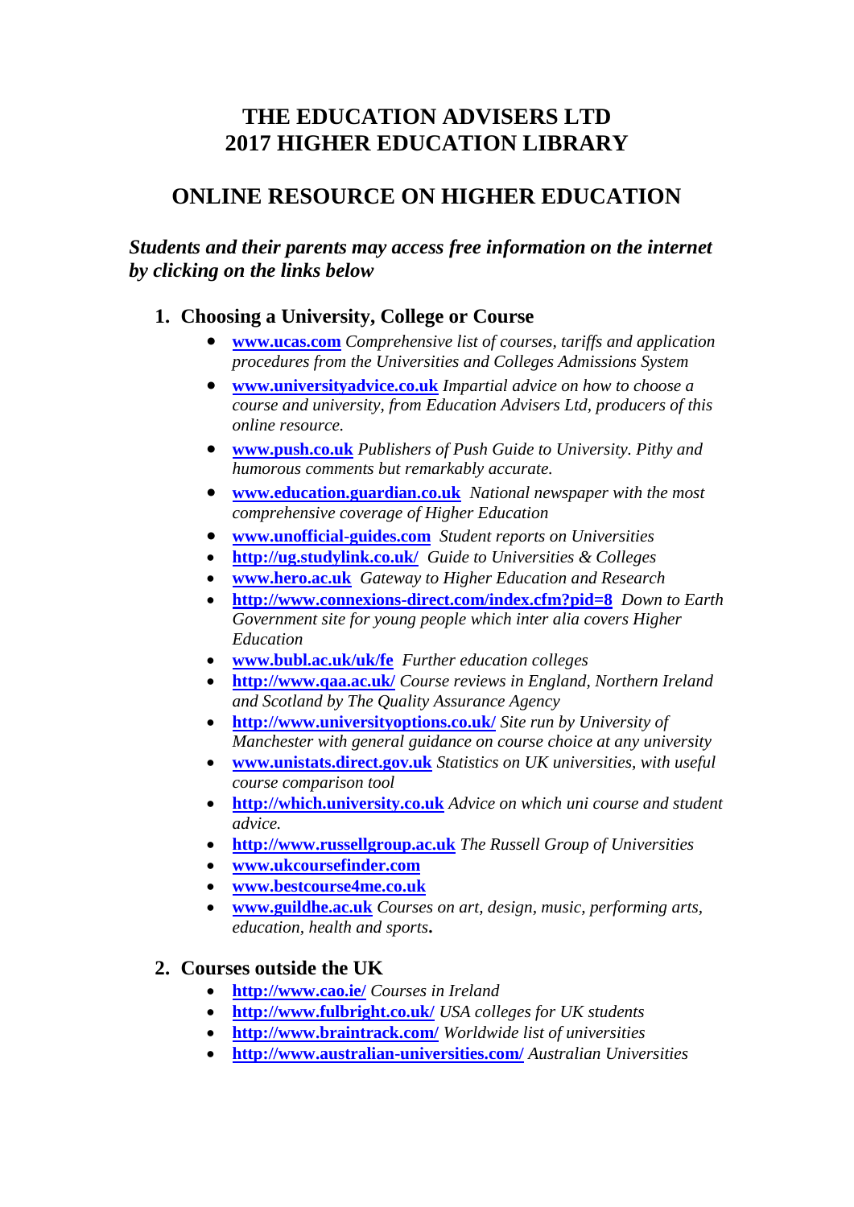# THE EDUCATION ADVISERS LTD
# 2017 HIGHER EDUCATION LIBRARY

## ONLINE RESOURCE ON HIGHER EDUCATION

***Students and their parents may access free information on the internet by clicking on the links below***

### 1. Choosing a University, College or Course

- **www.ucas.com** *Comprehensive list of courses, tariffs and application procedures from the Universities and Colleges Admissions System*
- **www.universityadvice.co.uk** *Impartial advice on how to choose a course and university, from Education Advisers Ltd, producers of this online resource.*
- **www.push.co.uk** *Publishers of Push Guide to University. Pithy and humorous comments but remarkably accurate.*
- **www.education.guardian.co.uk** *National newspaper with the most comprehensive coverage of Higher Education*
- **www.unofficial-guides.com** *Student reports on Universities*
- **http://ug.studylink.co.uk/** *Guide to Universities & Colleges*
- **www.hero.ac.uk** *Gateway to Higher Education and Research*
- **http://www.connexions-direct.com/index.cfm?pid=8** *Down to Earth Government site for young people which inter alia covers Higher Education*
- **www.bubl.ac.uk/uk/fe** *Further education colleges*
- **http://www.qaa.ac.uk/** *Course reviews in England, Northern Ireland and Scotland by The Quality Assurance Agency*
- **http://www.universityoptions.co.uk/** *Site run by University of Manchester with general guidance on course choice at any university*
- **www.unistats.direct.gov.uk** *Statistics on UK universities, with useful course comparison tool*
- **http://which.university.co.uk** *Advice on which uni course and student advice.*
- **http://www.russellgroup.ac.uk** *The Russell Group of Universities*
- **www.ukcoursefinder.com**
- **www.bestcourse4me.co.uk**
- **www.guildhe.ac.uk** *Courses on art, design, music, performing arts, education, health and sports***.**

### 2. Courses outside the UK

- **http://www.cao.ie/** *Courses in Ireland*
- **http://www.fulbright.co.uk/** *USA colleges for UK students*
- **http://www.braintrack.com/** *Worldwide list of universities*
- **http://www.australian-universities.com/** *Australian Universities*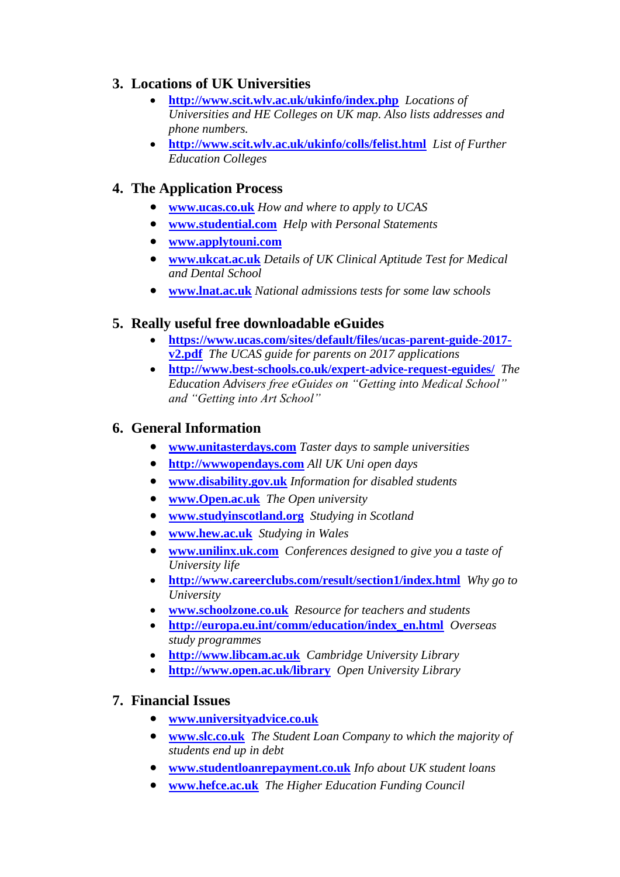## 3. Locations of UK Universities

- **http://www.scit.wlv.ac.uk/ukinfo/index.php** *Locations of Universities and HE Colleges on UK map. Also lists addresses and phone numbers.*
- **http://www.scit.wlv.ac.uk/ukinfo/colls/felist.html** *List of Further Education Colleges*

## 4. The Application Process

- **www.ucas.co.uk** *How and where to apply to UCAS*
- **www.studential.com** *Help with Personal Statements*
- **www.applytouni.com**
- **www.ukcat.ac.uk** *Details of UK Clinical Aptitude Test for Medical and Dental School*
- **www.lnat.ac.uk** *National admissions tests for some law schools*

## 5. Really useful free downloadable eGuides

- **https://www.ucas.com/sites/default/files/ucas-parent-guide-2017-v2.pdf** *The UCAS guide for parents on 2017 applications*
- **http://www.best-schools.co.uk/expert-advice-request-eguides/** *The Education Advisers free eGuides on "Getting into Medical School" and "Getting into Art School"*

## 6. General Information

- **www.unitasterdays.com** *Taster days to sample universities*
- **http://wwwopendays.com** *All UK Uni open days*
- **www.disability.gov.uk** *Information for disabled students*
- **www.Open.ac.uk** *The Open university*
- **www.studyinscotland.org** *Studying in Scotland*
- **www.hew.ac.uk** *Studying in Wales*
- **www.unilinx.uk.com** *Conferences designed to give you a taste of University life*
- **http://www.careerclubs.com/result/section1/index.html** *Why go to University*
- **www.schoolzone.co.uk** *Resource for teachers and students*
- **http://europa.eu.int/comm/education/index_en.html** *Overseas study programmes*
- **http://www.libcam.ac.uk** *Cambridge University Library*
- **http://www.open.ac.uk/library** *Open University Library*

## 7. Financial Issues

- **www.universityadvice.co.uk**
- **www.slc.co.uk** *The Student Loan Company to which the majority of students end up in debt*
- **www.studentloanrepayment.co.uk** *Info about UK student loans*
- **www.hefce.ac.uk** *The Higher Education Funding Council*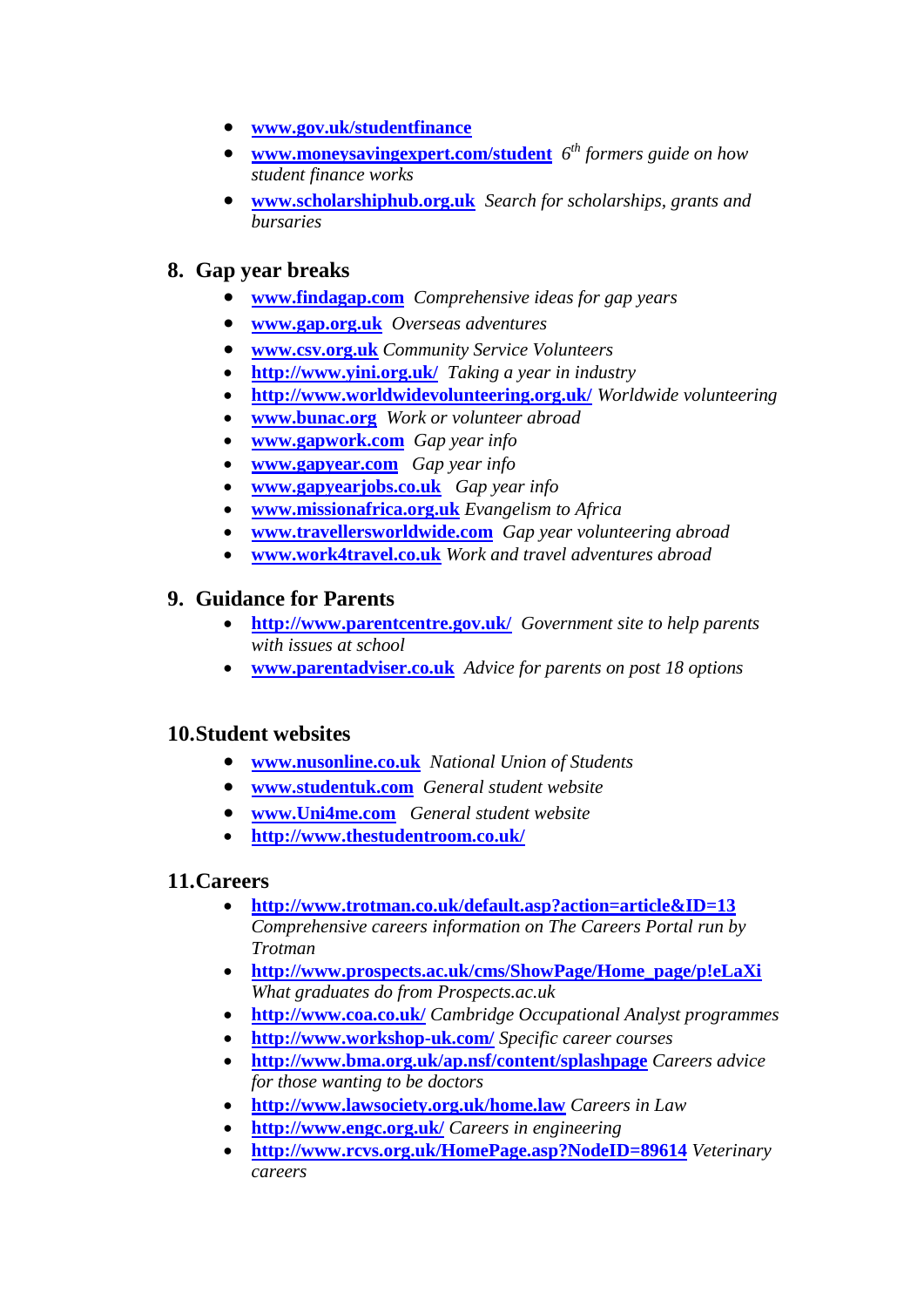- **www.gov.uk/studentfinance**
- **www.moneysavingexpert.com/student** *6th formers guide on how student finance works*
- **www.scholarshiphub.org.uk** *Search for scholarships, grants and bursaries*

## 8. Gap year breaks

- **www.findagap.com** *Comprehensive ideas for gap years*
- **www.gap.org.uk** *Overseas adventures*
- **www.csv.org.uk** *Community Service Volunteers*
- **http://www.yini.org.uk/** *Taking a year in industry*
- **http://www.worldwidevolunteering.org.uk/** *Worldwide volunteering*
- **www.bunac.org** *Work or volunteer abroad*
- **www.gapwork.com** *Gap year info*
- **www.gapyear.com** *Gap year info*
- **www.gapyearjobs.co.uk** *Gap year info*
- **www.missionafrica.org.uk** *Evangelism to Africa*
- **www.travellersworldwide.com** *Gap year volunteering abroad*
- **www.work4travel.co.uk** *Work and travel adventures abroad*

## 9. Guidance for Parents

- **http://www.parentcentre.gov.uk/** *Government site to help parents with issues at school*
- **www.parentadviser.co.uk** *Advice for parents on post 18 options*

## 10. Student websites

- **www.nusonline.co.uk** *National Union of Students*
- **www.studentuk.com** *General student website*
- **www.Uni4me.com** *General student website*
- **http://www.thestudentroom.co.uk/**

## 11. Careers

- **http://www.trotman.co.uk/default.asp?action=article&ID=13** *Comprehensive careers information on The Careers Portal run by Trotman*
- **http://www.prospects.ac.uk/cms/ShowPage/Home_page/p!eLaXi** *What graduates do from Prospects.ac.uk*
- **http://www.coa.co.uk/** *Cambridge Occupational Analyst programmes*
- **http://www.workshop-uk.com/** *Specific career courses*
- **http://www.bma.org.uk/ap.nsf/content/splashpage** *Careers advice for those wanting to be doctors*
- **http://www.lawsociety.org.uk/home.law** *Careers in Law*
- **http://www.engc.org.uk/** *Careers in engineering*
- **http://www.rcvs.org.uk/HomePage.asp?NodeID=89614** *Veterinary careers*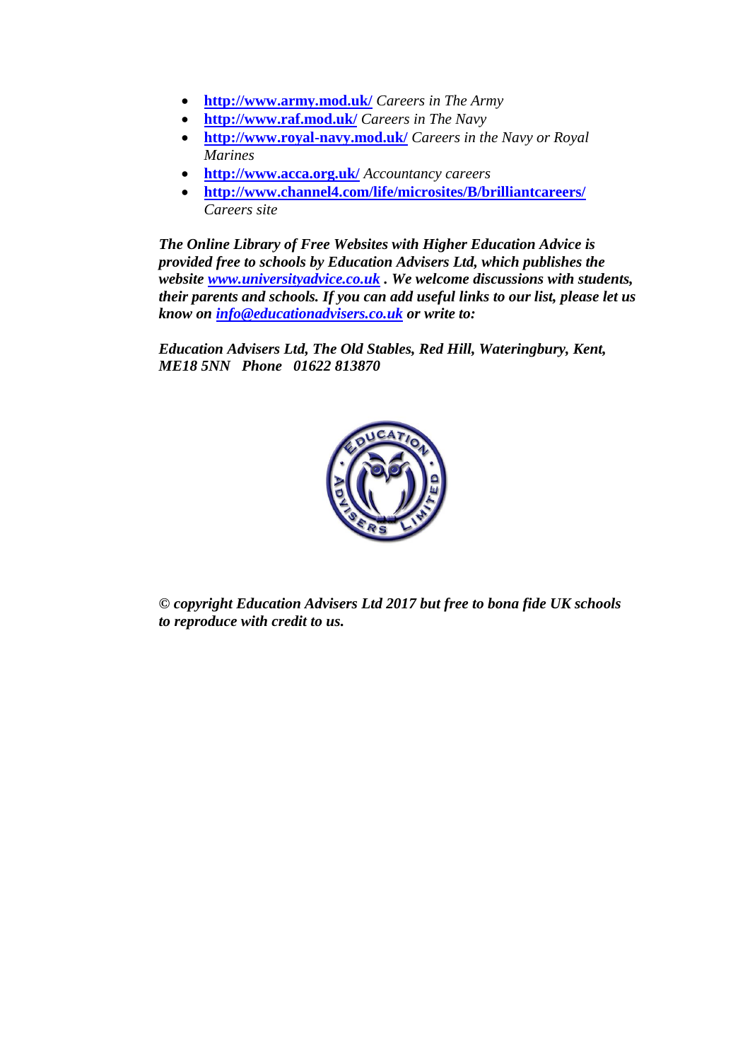- **http://www.army.mod.uk/** *Careers in The Army*
- **http://www.raf.mod.uk/** *Careers in The Navy*
- **http://www.royal-navy.mod.uk/** *Careers in the Navy or Royal Marines*
- **http://www.acca.org.uk/** *Accountancy careers*
- **http://www.channel4.com/life/microsites/B/brilliantcareers/** *Careers site*

***The Online Library of Free Websites with Higher Education Advice is provided free to schools by Education Advisers Ltd, which publishes the website www.universityadvice.co.uk . We welcome discussions with students, their parents and schools. If you can add useful links to our list, please let us know on info@educationadvisers.co.uk or write to:***

***Education Advisers Ltd, The Old Stables, Red Hill, Wateringbury, Kent, ME18 5NN Phone 01622 813870***

***© copyright Education Advisers Ltd 2017 but free to bona fide UK schools to reproduce with credit to us.***